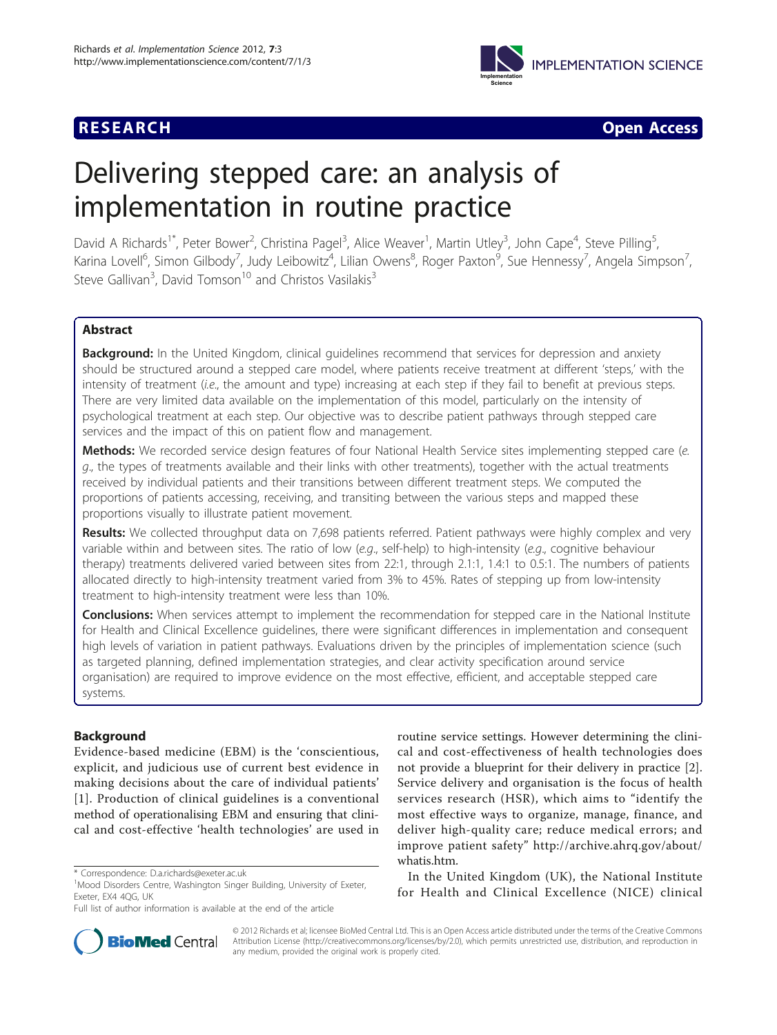RESEARCH Open Access

# Delivering stepped care: an analysis of implementation in routine practice

David A Richards[1*], Peter Bower[2], Christina Pagel[3], Alice Weaver[1], Martin Utley[3], John Cape[4], Steve Pilling[5], Karina Lovell[6], Simon Gilbody[7], Judy Leibowitz[4], Lilian Owens[8], Roger Paxton[9], Sue Hennessy[7], Angela Simpson[7], Steve Gallivan[3], David Tomson[10] and Christos Vasilakis[3]

## Abstract

**Background:** In the United Kingdom, clinical guidelines recommend that services for depression and anxiety should be structured around a stepped care model, where patients receive treatment at different 'steps,' with the intensity of treatment (*i.e.*, the amount and type) increasing at each step if they fail to benefit at previous steps. There are very limited data available on the implementation of this model, particularly on the intensity of psychological treatment at each step. Our objective was to describe patient pathways through stepped care services and the impact of this on patient flow and management.

**Methods:** We recorded service design features of four National Health Service sites implementing stepped care (*e.g.*, the types of treatments available and their links with other treatments), together with the actual treatments received by individual patients and their transitions between different treatment steps. We computed the proportions of patients accessing, receiving, and transiting between the various steps and mapped these proportions visually to illustrate patient movement.

**Results:** We collected throughput data on 7,698 patients referred. Patient pathways were highly complex and very variable within and between sites. The ratio of low (*e.g.*, self-help) to high-intensity (*e.g.*, cognitive behaviour therapy) treatments delivered varied between sites from 22:1, through 2.1:1, 1.4:1 to 0.5:1. The numbers of patients allocated directly to high-intensity treatment varied from 3% to 45%. Rates of stepping up from low-intensity treatment to high-intensity treatment were less than 10%.

**Conclusions:** When services attempt to implement the recommendation for stepped care in the National Institute for Health and Clinical Excellence guidelines, there were significant differences in implementation and consequent high levels of variation in patient pathways. Evaluations driven by the principles of implementation science (such as targeted planning, defined implementation strategies, and clear activity specification around service organisation) are required to improve evidence on the most effective, efficient, and acceptable stepped care systems.

## Background

Evidence-based medicine (EBM) is the 'conscientious, explicit, and judicious use of current best evidence in making decisions about the care of individual patients' [1]. Production of clinical guidelines is a conventional method of operationalising EBM and ensuring that clinical and cost-effective 'health technologies' are used in routine service settings. However determining the clinical and cost-effectiveness of health technologies does not provide a blueprint for their delivery in practice [2]. Service delivery and organisation is the focus of health services research (HSR), which aims to "identify the most effective ways to organize, manage, finance, and deliver high-quality care; reduce medical errors; and improve patient safety" http://archive.ahrq.gov/about/whatis.htm.

In the United Kingdom (UK), the National Institute for Health and Clinical Excellence (NICE) clinical

\* Correspondence: D.a.richards@exeter.ac.uk
[1]Mood Disorders Centre, Washington Singer Building, University of Exeter, Exeter, EX4 4QG, UK
Full list of author information is available at the end of the article

© 2012 Richards et al; licensee BioMed Central Ltd. This is an Open Access article distributed under the terms of the Creative Commons Attribution License (http://creativecommons.org/licenses/by/2.0), which permits unrestricted use, distribution, and reproduction in any medium, provided the original work is properly cited.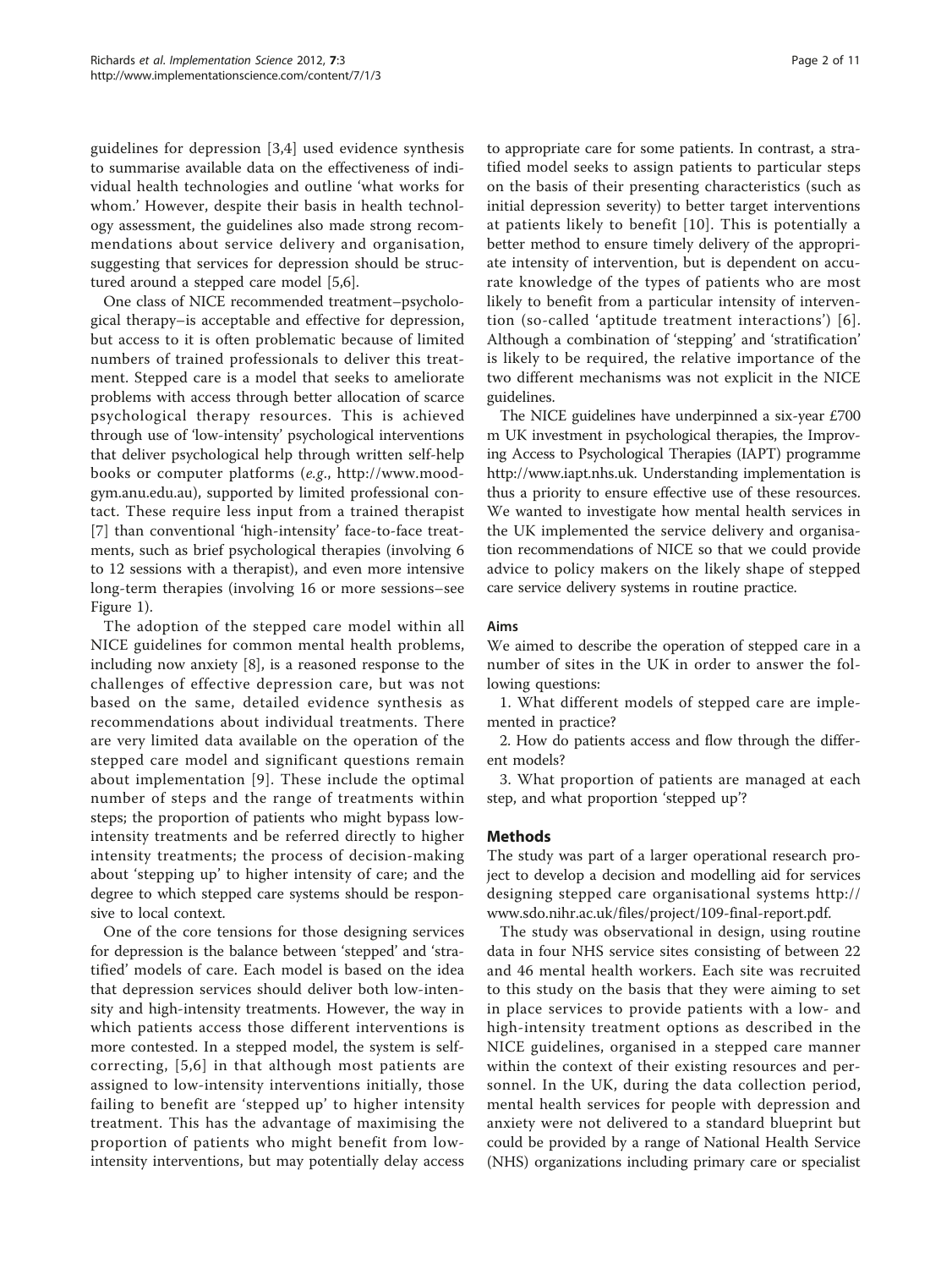guidelines for depression [3,4] used evidence synthesis to summarise available data on the effectiveness of individual health technologies and outline 'what works for whom.' However, despite their basis in health technology assessment, the guidelines also made strong recommendations about service delivery and organisation, suggesting that services for depression should be structured around a stepped care model [5,6].

One class of NICE recommended treatment–psychological therapy–is acceptable and effective for depression, but access to it is often problematic because of limited numbers of trained professionals to deliver this treatment. Stepped care is a model that seeks to ameliorate problems with access through better allocation of scarce psychological therapy resources. This is achieved through use of 'low-intensity' psychological interventions that deliver psychological help through written self-help books or computer platforms (*e.g.*, http://www.moodgym.anu.edu.au), supported by limited professional contact. These require less input from a trained therapist [7] than conventional 'high-intensity' face-to-face treatments, such as brief psychological therapies (involving 6 to 12 sessions with a therapist), and even more intensive long-term therapies (involving 16 or more sessions–see Figure 1).

The adoption of the stepped care model within all NICE guidelines for common mental health problems, including now anxiety [8], is a reasoned response to the challenges of effective depression care, but was not based on the same, detailed evidence synthesis as recommendations about individual treatments. There are very limited data available on the operation of the stepped care model and significant questions remain about implementation [9]. These include the optimal number of steps and the range of treatments within steps; the proportion of patients who might bypass low-intensity treatments and be referred directly to higher intensity treatments; the process of decision-making about 'stepping up' to higher intensity of care; and the degree to which stepped care systems should be responsive to local context.

One of the core tensions for those designing services for depression is the balance between 'stepped' and 'stratified' models of care. Each model is based on the idea that depression services should deliver both low-intensity and high-intensity treatments. However, the way in which patients access those different interventions is more contested. In a stepped model, the system is self-correcting, [5,6] in that although most patients are assigned to low-intensity interventions initially, those failing to benefit are 'stepped up' to higher intensity treatment. This has the advantage of maximising the proportion of patients who might benefit from low-intensity interventions, but may potentially delay access to appropriate care for some patients. In contrast, a stratified model seeks to assign patients to particular steps on the basis of their presenting characteristics (such as initial depression severity) to better target interventions at patients likely to benefit [10]. This is potentially a better method to ensure timely delivery of the appropriate intensity of intervention, but is dependent on accurate knowledge of the types of patients who are most likely to benefit from a particular intensity of intervention (so-called 'aptitude treatment interactions') [6]. Although a combination of 'stepping' and 'stratification' is likely to be required, the relative importance of the two different mechanisms was not explicit in the NICE guidelines.

The NICE guidelines have underpinned a six-year £700 m UK investment in psychological therapies, the Improving Access to Psychological Therapies (IAPT) programme http://www.iapt.nhs.uk. Understanding implementation is thus a priority to ensure effective use of these resources. We wanted to investigate how mental health services in the UK implemented the service delivery and organisation recommendations of NICE so that we could provide advice to policy makers on the likely shape of stepped care service delivery systems in routine practice.

### Aims

We aimed to describe the operation of stepped care in a number of sites in the UK in order to answer the following questions:

1. What different models of stepped care are implemented in practice?
2. How do patients access and flow through the different models?
3. What proportion of patients are managed at each step, and what proportion 'stepped up'?

## Methods

The study was part of a larger operational research project to develop a decision and modelling aid for services designing stepped care organisational systems http://www.sdo.nihr.ac.uk/files/project/109-final-report.pdf.

The study was observational in design, using routine data in four NHS service sites consisting of between 22 and 46 mental health workers. Each site was recruited to this study on the basis that they were aiming to set in place services to provide patients with a low- and high-intensity treatment options as described in the NICE guidelines, organised in a stepped care manner within the context of their existing resources and personnel. In the UK, during the data collection period, mental health services for people with depression and anxiety were not delivered to a standard blueprint but could be provided by a range of National Health Service (NHS) organizations including primary care or specialist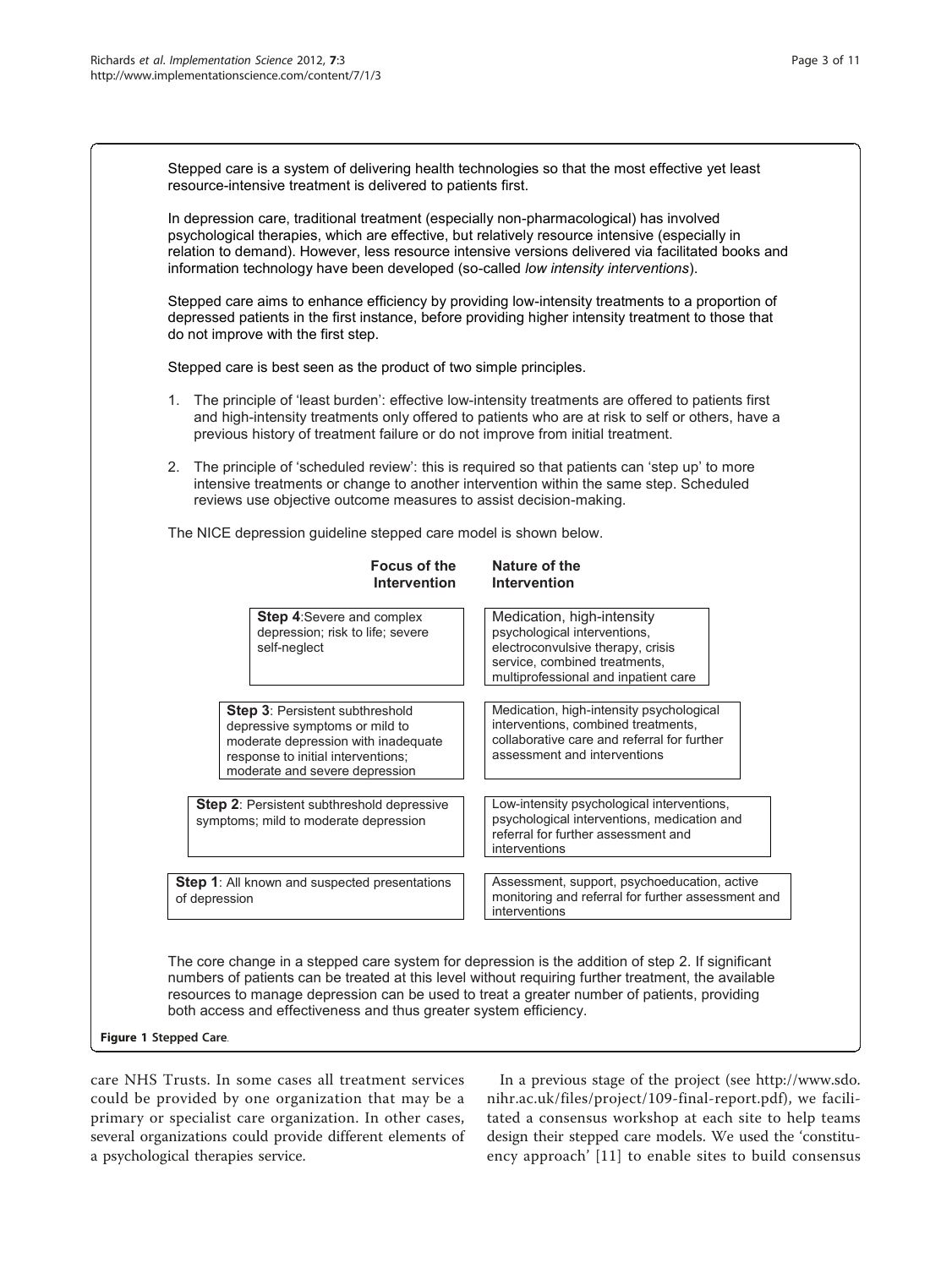Stepped care is a system of delivering health technologies so that the most effective yet least resource-intensive treatment is delivered to patients first.

In depression care, traditional treatment (especially non-pharmacological) has involved psychological therapies, which are effective, but relatively resource intensive (especially in relation to demand). However, less resource intensive versions delivered via facilitated books and information technology have been developed (so-called *low intensity interventions*).

Stepped care aims to enhance efficiency by providing low-intensity treatments to a proportion of depressed patients in the first instance, before providing higher intensity treatment to those that do not improve with the first step.

Stepped care is best seen as the product of two simple principles.

1. The principle of 'least burden': effective low-intensity treatments are offered to patients first and high-intensity treatments only offered to patients who are at risk to self or others, have a previous history of treatment failure or do not improve from initial treatment.
2. The principle of 'scheduled review': this is required so that patients can 'step up' to more intensive treatments or change to another intervention within the same step. Scheduled reviews use objective outcome measures to assist decision-making.

The NICE depression guideline stepped care model is shown below.

| Focus of the Intervention | Nature of the Intervention |
| --- | --- |
| **Step 4**: Severe and complex depression; risk to life; severe self-neglect | Medication, high-intensity psychological interventions, electroconvulsive therapy, crisis service, combined treatments, multiprofessional and inpatient care |
| **Step 3**: Persistent subthreshold depressive symptoms or mild to moderate depression with inadequate response to initial interventions; moderate and severe depression | Medication, high-intensity psychological interventions, combined treatments, collaborative care and referral for further assessment and interventions |
| **Step 2**: Persistent subthreshold depressive symptoms; mild to moderate depression | Low-intensity psychological interventions, psychological interventions, medication and referral for further assessment and interventions |
| **Step 1**: All known and suspected presentations of depression | Assessment, support, psychoeducation, active monitoring and referral for further assessment and interventions |

The core change in a stepped care system for depression is the addition of step 2. If significant numbers of patients can be treated at this level without requiring further treatment, the available resources to manage depression can be used to treat a greater number of patients, providing both access and effectiveness and thus greater system efficiency.

**Figure 1** Stepped Care.

care NHS Trusts. In some cases all treatment services could be provided by one organization that may be a primary or specialist care organization. In other cases, several organizations could provide different elements of a psychological therapies service.

In a previous stage of the project (see http://www.sdo.nihr.ac.uk/files/project/109-final-report.pdf), we facilitated a consensus workshop at each site to help teams design their stepped care models. We used the 'constituency approach' [11] to enable sites to build consensus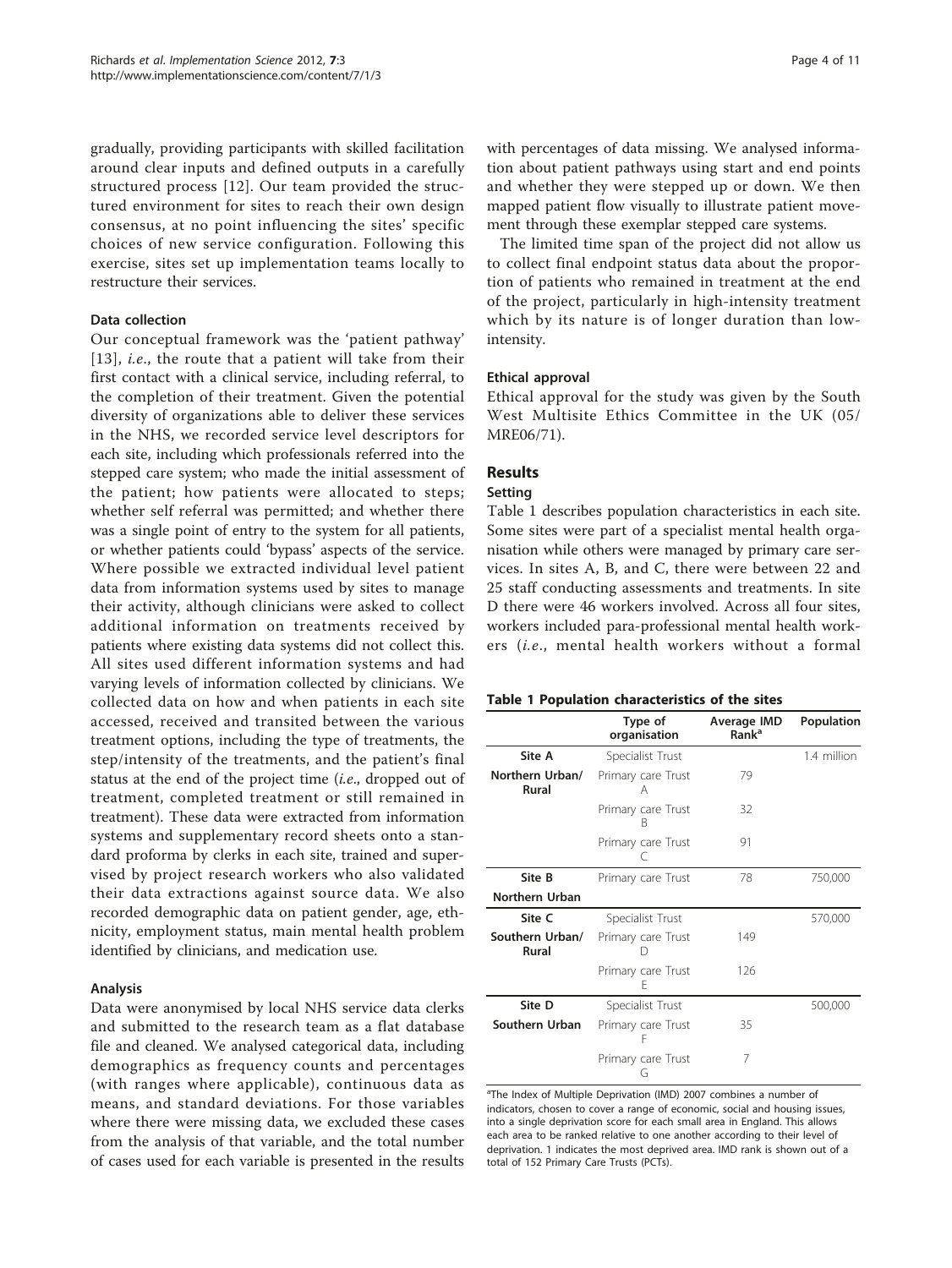gradually, providing participants with skilled facilitation around clear inputs and defined outputs in a carefully structured process [12]. Our team provided the structured environment for sites to reach their own design consensus, at no point influencing the sites' specific choices of new service configuration. Following this exercise, sites set up implementation teams locally to restructure their services.

### Data collection

Our conceptual framework was the 'patient pathway' [13], *i.e.*, the route that a patient will take from their first contact with a clinical service, including referral, to the completion of their treatment. Given the potential diversity of organizations able to deliver these services in the NHS, we recorded service level descriptors for each site, including which professionals referred into the stepped care system; who made the initial assessment of the patient; how patients were allocated to steps; whether self referral was permitted; and whether there was a single point of entry to the system for all patients, or whether patients could 'bypass' aspects of the service. Where possible we extracted individual level patient data from information systems used by sites to manage their activity, although clinicians were asked to collect additional information on treatments received by patients where existing data systems did not collect this. All sites used different information systems and had varying levels of information collected by clinicians. We collected data on how and when patients in each site accessed, received and transited between the various treatment options, including the type of treatments, the step/intensity of the treatments, and the patient's final status at the end of the project time (*i.e.*, dropped out of treatment, completed treatment or still remained in treatment). These data were extracted from information systems and supplementary record sheets onto a standard proforma by clerks in each site, trained and supervised by project research workers who also validated their data extractions against source data. We also recorded demographic data on patient gender, age, ethnicity, employment status, main mental health problem identified by clinicians, and medication use.

### Analysis

Data were anonymised by local NHS service data clerks and submitted to the research team as a flat database file and cleaned. We analysed categorical data, including demographics as frequency counts and percentages (with ranges where applicable), continuous data as means, and standard deviations. For those variables where there were missing data, we excluded these cases from the analysis of that variable, and the total number of cases used for each variable is presented in the results with percentages of data missing. We analysed information about patient pathways using start and end points and whether they were stepped up or down. We then mapped patient flow visually to illustrate patient movement through these exemplar stepped care systems.

The limited time span of the project did not allow us to collect final endpoint status data about the proportion of patients who remained in treatment at the end of the project, particularly in high-intensity treatment which by its nature is of longer duration than low-intensity.

### Ethical approval

Ethical approval for the study was given by the South West Multisite Ethics Committee in the UK (05/MRE06/71).

## Results

### Setting

Table 1 describes population characteristics in each site. Some sites were part of a specialist mental health organisation while others were managed by primary care services. In sites A, B, and C, there were between 22 and 25 staff conducting assessments and treatments. In site D there were 46 workers involved. Across all four sites, workers included para-professional mental health workers (*i.e.*, mental health workers without a formal

**Table 1 Population characteristics of the sites**

| | Type of organisation | Average IMD Rank[a] | Population |
|---|---|---|---|
| **Site A** | Specialist Trust | | 1.4 million |
| **Northern Urban/ Rural** | Primary care Trust A | 79 | |
| | Primary care Trust B | 32 | |
| | Primary care Trust C | 91 | |
| **Site B** | Primary care Trust | 78 | 750,000 |
| **Northern Urban** | | | |
| **Site C** | Specialist Trust | | 570,000 |
| **Southern Urban/ Rural** | Primary care Trust D | 149 | |
| | Primary care Trust E | 126 | |
| **Site D** | Specialist Trust | | 500,000 |
| **Southern Urban** | Primary care Trust F | 35 | |
| | Primary care Trust G | 7 | |

[a]The Index of Multiple Deprivation (IMD) 2007 combines a number of indicators, chosen to cover a range of economic, social and housing issues, into a single deprivation score for each small area in England. This allows each area to be ranked relative to one another according to their level of deprivation. 1 indicates the most deprived area. IMD rank is shown out of a total of 152 Primary Care Trusts (PCTs).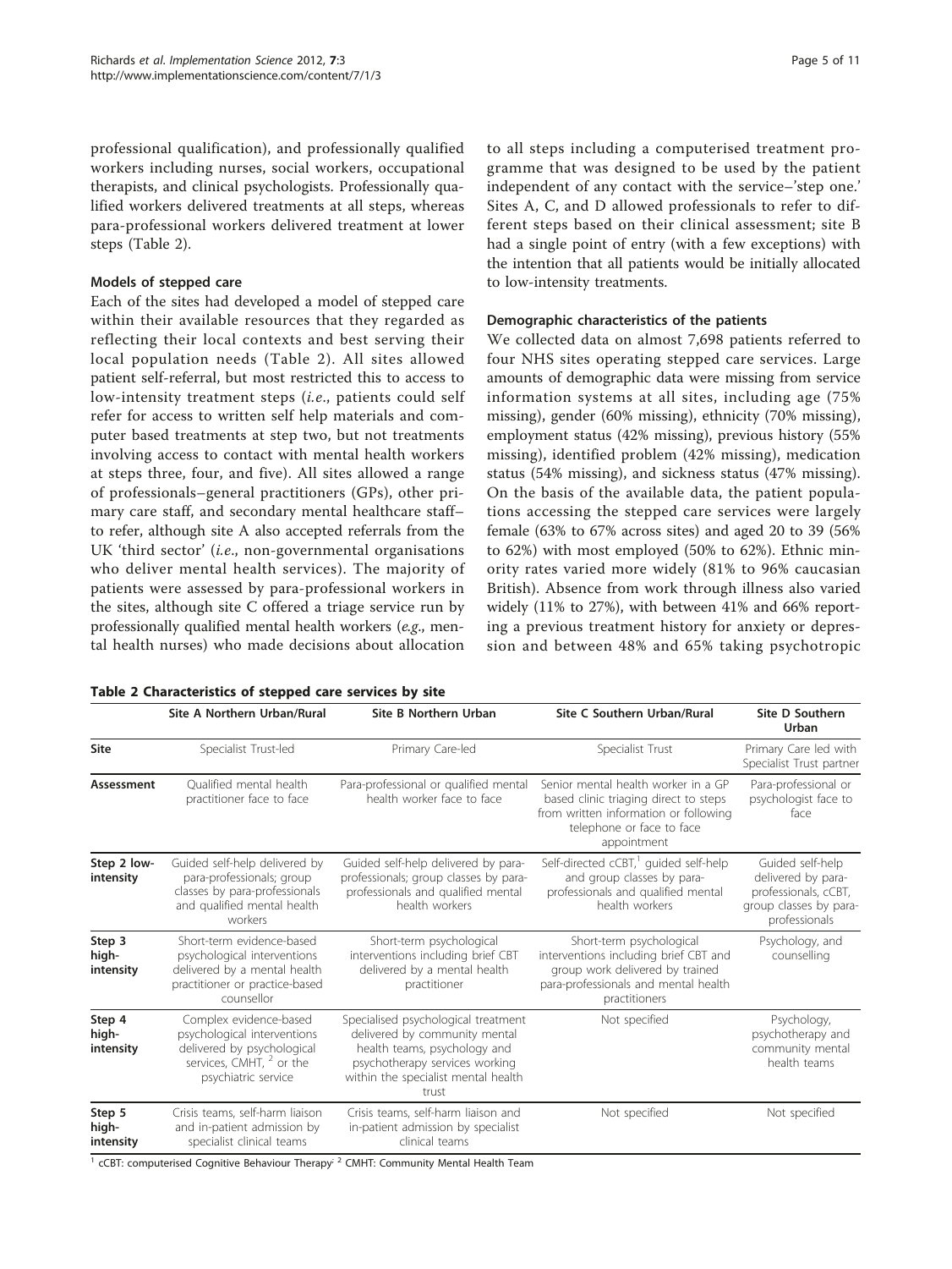professional qualification), and professionally qualified workers including nurses, social workers, occupational therapists, and clinical psychologists. Professionally qualified workers delivered treatments at all steps, whereas para-professional workers delivered treatment at lower steps (Table 2).

### Models of stepped care

Each of the sites had developed a model of stepped care within their available resources that they regarded as reflecting their local contexts and best serving their local population needs (Table 2). All sites allowed patient self-referral, but most restricted this to access to low-intensity treatment steps (*i.e.*, patients could self refer for access to written self help materials and computer based treatments at step two, but not treatments involving access to contact with mental health workers at steps three, four, and five). All sites allowed a range of professionals–general practitioners (GPs), other primary care staff, and secondary mental healthcare staff–to refer, although site A also accepted referrals from the UK 'third sector' (*i.e.*, non-governmental organisations who deliver mental health services). The majority of patients were assessed by para-professional workers in the sites, although site C offered a triage service run by professionally qualified mental health workers (*e.g.*, mental health nurses) who made decisions about allocation to all steps including a computerised treatment programme that was designed to be used by the patient independent of any contact with the service–'step one.' Sites A, C, and D allowed professionals to refer to different steps based on their clinical assessment; site B had a single point of entry (with a few exceptions) with the intention that all patients would be initially allocated to low-intensity treatments.

### Demographic characteristics of the patients

We collected data on almost 7,698 patients referred to four NHS sites operating stepped care services. Large amounts of demographic data were missing from service information systems at all sites, including age (75% missing), gender (60% missing), ethnicity (70% missing), employment status (42% missing), previous history (55% missing), identified problem (42% missing), medication status (54% missing), and sickness status (47% missing). On the basis of the available data, the patient populations accessing the stepped care services were largely female (63% to 67% across sites) and aged 20 to 39 (56% to 62%) with most employed (50% to 62%). Ethnic minority rates varied more widely (81% to 96% caucasian British). Absence from work through illness also varied widely (11% to 27%), with between 41% and 66% reporting a previous treatment history for anxiety or depression and between 48% and 65% taking psychotropic

**Table 2 Characteristics of stepped care services by site**

| | Site A Northern Urban/Rural | Site B Northern Urban | Site C Southern Urban/Rural | Site D Southern Urban |
|---|---|---|---|---|
| **Site** | Specialist Trust-led | Primary Care-led | Specialist Trust | Primary Care led with Specialist Trust partner |
| **Assessment** | Qualified mental health practitioner face to face | Para-professional or qualified mental health worker face to face | Senior mental health worker in a GP based clinic triaging direct to steps from written information or following telephone or face to face appointment | Para-professional or psychologist face to face |
| **Step 2 low-intensity** | Guided self-help delivered by para-professionals; group classes by para-professionals and qualified mental health workers | Guided self-help delivered by para-professionals; group classes by para-professionals and qualified mental health workers | Self-directed cCBT,[1] guided self-help and group classes by para-professionals and qualified mental health workers | Guided self-help delivered by para-professionals, cCBT, group classes by para-professionals |
| **Step 3 high-intensity** | Short-term evidence-based psychological interventions delivered by a mental health practitioner or practice-based counsellor | Short-term psychological interventions including brief CBT delivered by a mental health practitioner | Short-term psychological interventions including brief CBT and group work delivered by trained para-professionals and mental health practitioners | Psychology, and counselling |
| **Step 4 high-intensity** | Complex evidence-based psychological interventions delivered by psychological services, CMHT,[2] or the psychiatric service | Specialised psychological treatment delivered by community mental health teams, psychology and psychotherapy services working within the specialist mental health trust | Not specified | Psychology, psychotherapy and community mental health teams |
| **Step 5 high-intensity** | Crisis teams, self-harm liaison and in-patient admission by specialist clinical teams | Crisis teams, self-harm liaison and in-patient admission by specialist clinical teams | Not specified | Not specified |

[1] cCBT: computerised Cognitive Behaviour Therapy; [2] CMHT: Community Mental Health Team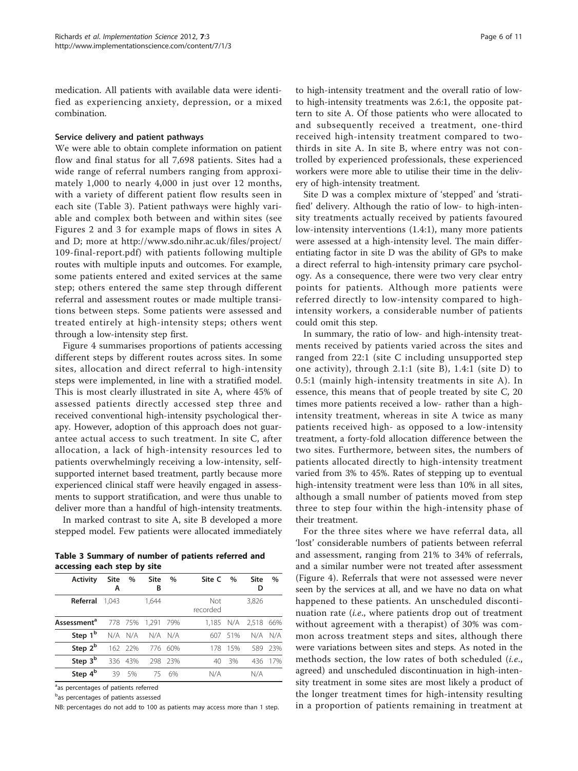medication. All patients with available data were identified as experiencing anxiety, depression, or a mixed combination.

### Service delivery and patient pathways

We were able to obtain complete information on patient flow and final status for all 7,698 patients. Sites had a wide range of referral numbers ranging from approximately 1,000 to nearly 4,000 in just over 12 months, with a variety of different patient flow results seen in each site (Table 3). Patient pathways were highly variable and complex both between and within sites (see Figures 2 and 3 for example maps of flows in sites A and D; more at http://www.sdo.nihr.ac.uk/files/project/109-final-report.pdf) with patients following multiple routes with multiple inputs and outcomes. For example, some patients entered and exited services at the same step; others entered the same step through different referral and assessment routes or made multiple transitions between steps. Some patients were assessed and treated entirely at high-intensity steps; others went through a low-intensity step first.

Figure 4 summarises proportions of patients accessing different steps by different routes across sites. In some sites, allocation and direct referral to high-intensity steps were implemented, in line with a stratified model. This is most clearly illustrated in site A, where 45% of assessed patients directly accessed step three and received conventional high-intensity psychological therapy. However, adoption of this approach does not guarantee actual access to such treatment. In site C, after allocation, a lack of high-intensity resources led to patients overwhelmingly receiving a low-intensity, self-supported internet based treatment, partly because more experienced clinical staff were heavily engaged in assessments to support stratification, and were thus unable to deliver more than a handful of high-intensity treatments.

In marked contrast to site A, site B developed a more stepped model. Few patients were allocated immediately to high-intensity treatment and the overall ratio of low- to high-intensity treatments was 2.6:1, the opposite pattern to site A. Of those patients who were allocated to and subsequently received a treatment, one-third received high-intensity treatment compared to two-thirds in site A. In site B, where entry was not controlled by experienced professionals, these experienced workers were more able to utilise their time in the delivery of high-intensity treatment.

Site D was a complex mixture of 'stepped' and 'stratified' delivery. Although the ratio of low- to high-intensity treatments actually received by patients favoured low-intensity interventions (1.4:1), many more patients were assessed at a high-intensity level. The main differentiating factor in site D was the ability of GPs to make a direct referral to high-intensity primary care psychology. As a consequence, there were two very clear entry points for patients. Although more patients were referred directly to low-intensity compared to high-intensity workers, a considerable number of patients could omit this step.

In summary, the ratio of low- and high-intensity treatments received by patients varied across the sites and ranged from 22:1 (site C including unsupported step one activity), through 2.1:1 (site B), 1.4:1 (site D) to 0.5:1 (mainly high-intensity treatments in site A). In essence, this means that of people treated by site C, 20 times more patients received a low- rather than a high-intensity treatment, whereas in site A twice as many patients received high- as opposed to a low-intensity treatment, a forty-fold allocation difference between the two sites. Furthermore, between sites, the numbers of patients allocated directly to high-intensity treatment varied from 3% to 45%. Rates of stepping up to eventual high-intensity treatment were less than 10% in all sites, although a small number of patients moved from step three to step four within the high-intensity phase of their treatment.

For the three sites where we have referral data, all 'lost' considerable numbers of patients between referral and assessment, ranging from 21% to 34% of referrals, and a similar number were not treated after assessment (Figure 4). Referrals that were not assessed were never seen by the services at all, and we have no data on what happened to these patients. An unscheduled discontinuation rate (*i.e.*, where patients drop out of treatment without agreement with a therapist) of 30% was common across treatment steps and sites, although there were variations between sites and steps. As noted in the methods section, the low rates of both scheduled (*i.e.*, agreed) and unscheduled discontinuation in high-intensity treatment in some sites are most likely a product of the longer treatment times for high-intensity resulting in a proportion of patients remaining in treatment at

**Table 3 Summary of number of patients referred and accessing each step by site**

| Activity | Site A | % | Site B | % | Site C | % | Site D | % |
|---|---|---|---|---|---|---|---|---|
| Referral | 1,043 | | 1,644 | | Not recorded | | 3,826 | |
| Assessment[a] | 778 | 75% | 1,291 | 79% | 1,185 | N/A | 2,518 | 66% |
| Step 1[b] | N/A | N/A | N/A | N/A | 607 | 51% | N/A | N/A |
| Step 2[b] | 162 | 22% | 776 | 60% | 178 | 15% | 589 | 23% |
| Step 3[b] | 336 | 43% | 298 | 23% | 40 | 3% | 436 | 17% |
| Step 4[b] | 39 | 5% | 75 | 6% | N/A | | N/A | |

[a]as percentages of patients referred

[b]as percentages of patients assessed

NB: percentages do not add to 100 as patients may access more than 1 step.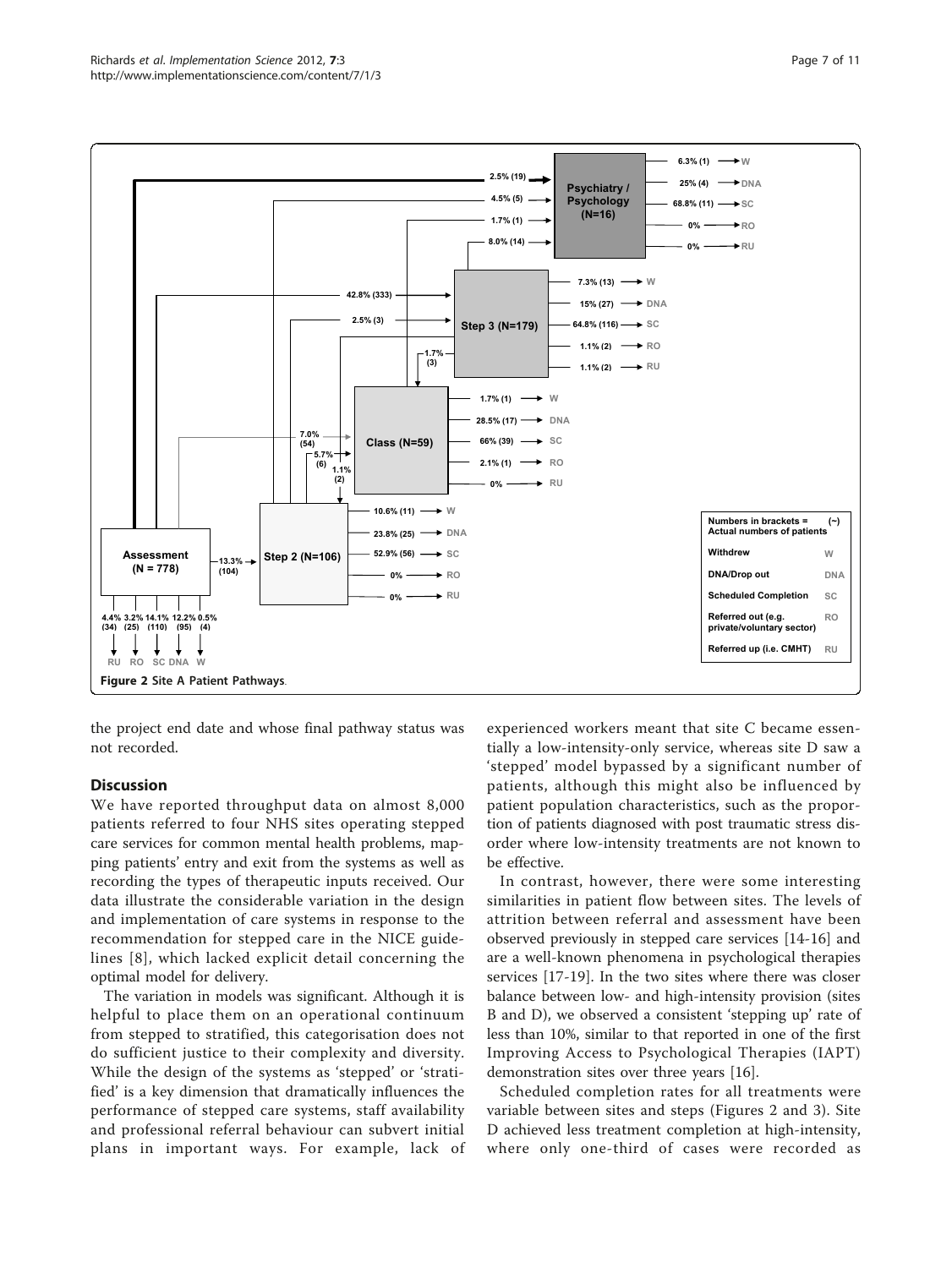Figure 2 Site A Patient Pathways.

the project end date and whose final pathway status was not recorded.

## Discussion

We have reported throughput data on almost 8,000 patients referred to four NHS sites operating stepped care services for common mental health problems, mapping patients' entry and exit from the systems as well as recording the types of therapeutic inputs received. Our data illustrate the considerable variation in the design and implementation of care systems in response to the recommendation for stepped care in the NICE guidelines [8], which lacked explicit detail concerning the optimal model for delivery.

The variation in models was significant. Although it is helpful to place them on an operational continuum from stepped to stratified, this categorisation does not do sufficient justice to their complexity and diversity. While the design of the systems as 'stepped' or 'stratified' is a key dimension that dramatically influences the performance of stepped care systems, staff availability and professional referral behaviour can subvert initial plans in important ways. For example, lack of experienced workers meant that site C became essentially a low-intensity-only service, whereas site D saw a 'stepped' model bypassed by a significant number of patients, although this might also be influenced by patient population characteristics, such as the proportion of patients diagnosed with post traumatic stress disorder where low-intensity treatments are not known to be effective.

In contrast, however, there were some interesting similarities in patient flow between sites. The levels of attrition between referral and assessment have been observed previously in stepped care services [14-16] and are a well-known phenomena in psychological therapies services [17-19]. In the two sites where there was closer balance between low- and high-intensity provision (sites B and D), we observed a consistent 'stepping up' rate of less than 10%, similar to that reported in one of the first Improving Access to Psychological Therapies (IAPT) demonstration sites over three years [16].

Scheduled completion rates for all treatments were variable between sites and steps (Figures 2 and 3). Site D achieved less treatment completion at high-intensity, where only one-third of cases were recorded as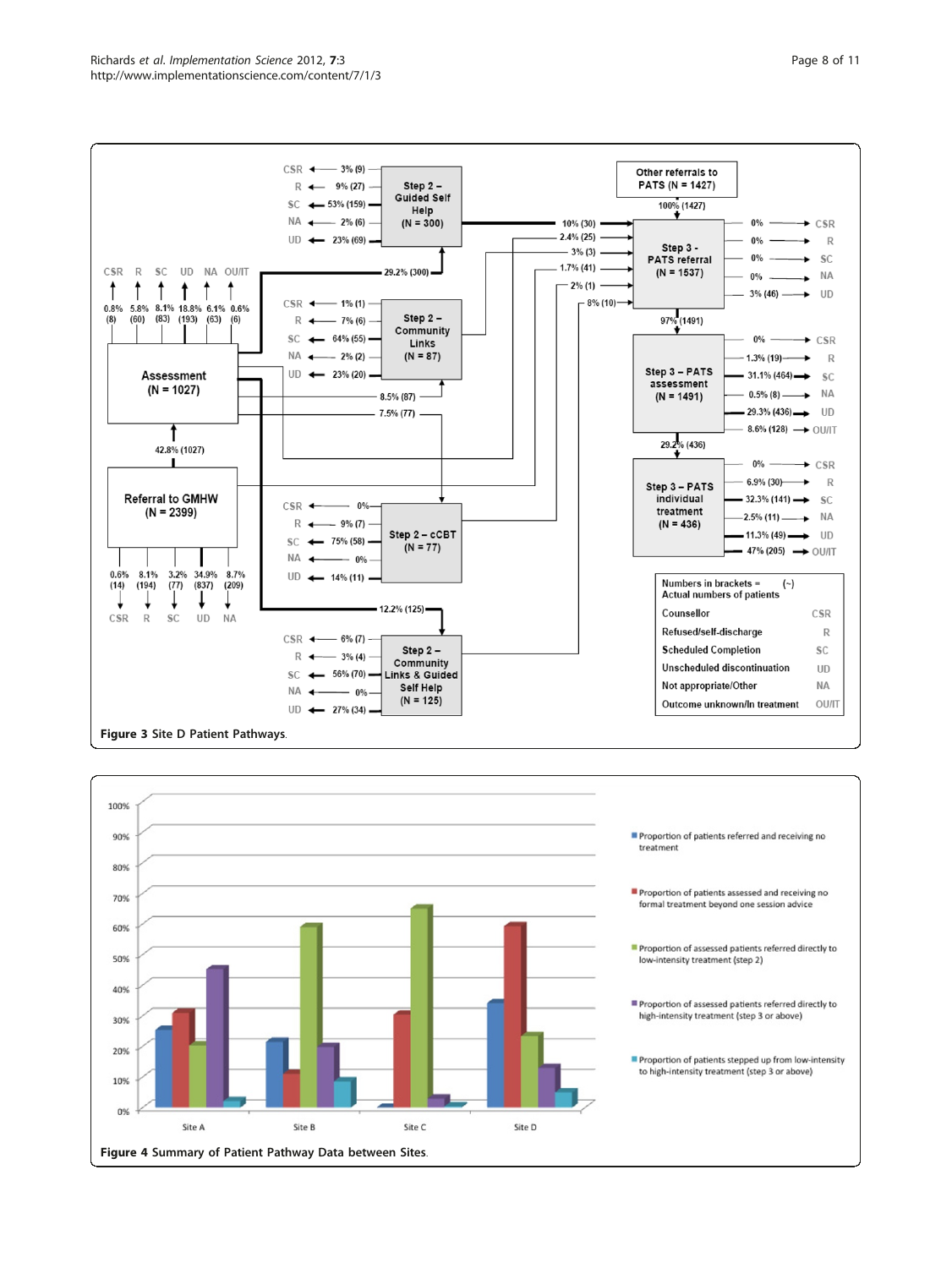Figure 3 Site D Patient Pathways.

Figure 4 Summary of Patient Pathway Data between Sites.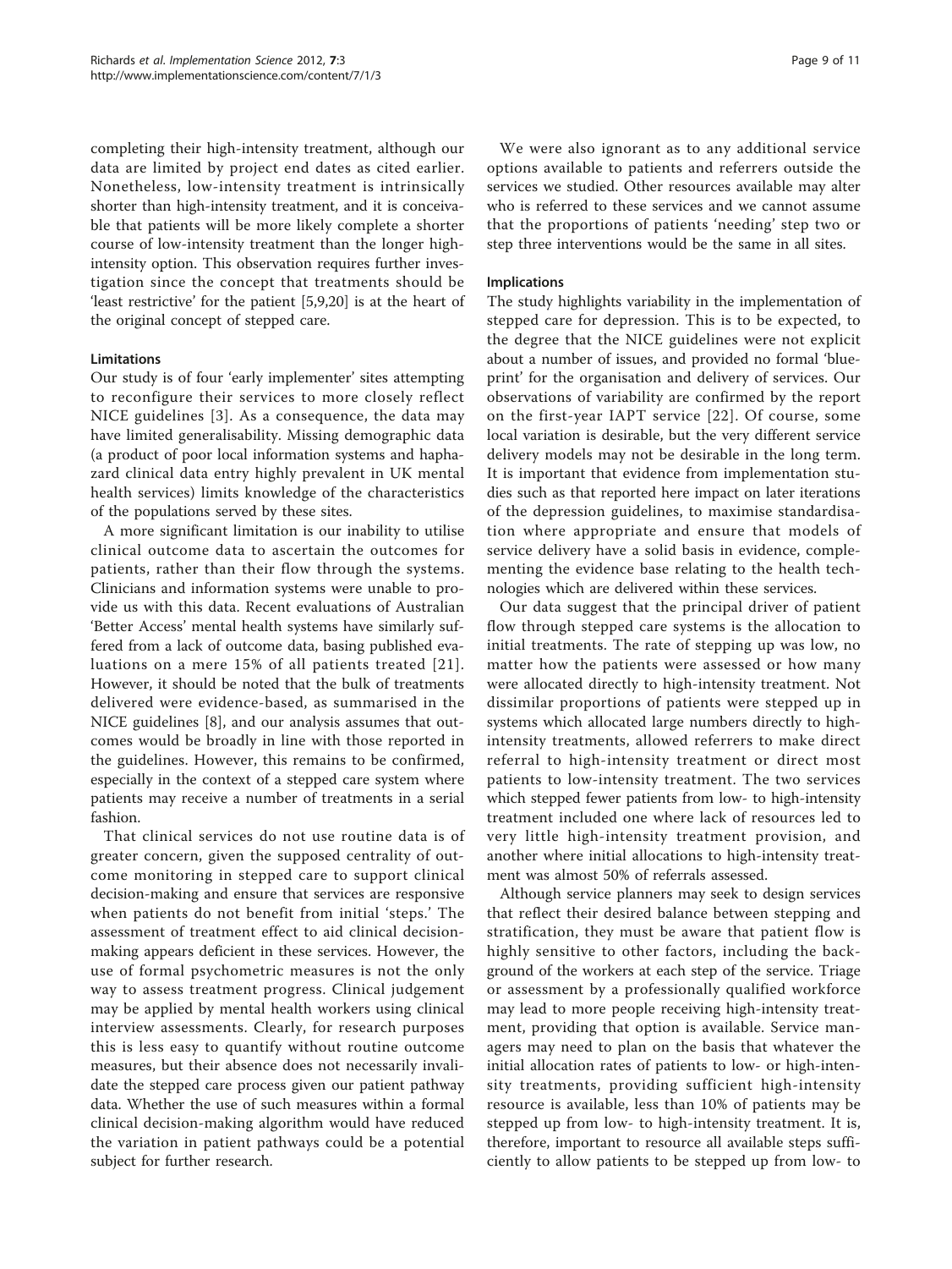completing their high-intensity treatment, although our data are limited by project end dates as cited earlier. Nonetheless, low-intensity treatment is intrinsically shorter than high-intensity treatment, and it is conceivable that patients will be more likely complete a shorter course of low-intensity treatment than the longer high-intensity option. This observation requires further investigation since the concept that treatments should be 'least restrictive' for the patient [5,9,20] is at the heart of the original concept of stepped care.

### Limitations

Our study is of four 'early implementer' sites attempting to reconfigure their services to more closely reflect NICE guidelines [3]. As a consequence, the data may have limited generalisability. Missing demographic data (a product of poor local information systems and haphazard clinical data entry highly prevalent in UK mental health services) limits knowledge of the characteristics of the populations served by these sites.

A more significant limitation is our inability to utilise clinical outcome data to ascertain the outcomes for patients, rather than their flow through the systems. Clinicians and information systems were unable to provide us with this data. Recent evaluations of Australian 'Better Access' mental health systems have similarly suffered from a lack of outcome data, basing published evaluations on a mere 15% of all patients treated [21]. However, it should be noted that the bulk of treatments delivered were evidence-based, as summarised in the NICE guidelines [8], and our analysis assumes that outcomes would be broadly in line with those reported in the guidelines. However, this remains to be confirmed, especially in the context of a stepped care system where patients may receive a number of treatments in a serial fashion.

That clinical services do not use routine data is of greater concern, given the supposed centrality of outcome monitoring in stepped care to support clinical decision-making and ensure that services are responsive when patients do not benefit from initial 'steps.' The assessment of treatment effect to aid clinical decision-making appears deficient in these services. However, the use of formal psychometric measures is not the only way to assess treatment progress. Clinical judgement may be applied by mental health workers using clinical interview assessments. Clearly, for research purposes this is less easy to quantify without routine outcome measures, but their absence does not necessarily invalidate the stepped care process given our patient pathway data. Whether the use of such measures within a formal clinical decision-making algorithm would have reduced the variation in patient pathways could be a potential subject for further research.

We were also ignorant as to any additional service options available to patients and referrers outside the services we studied. Other resources available may alter who is referred to these services and we cannot assume that the proportions of patients 'needing' step two or step three interventions would be the same in all sites.

### Implications

The study highlights variability in the implementation of stepped care for depression. This is to be expected, to the degree that the NICE guidelines were not explicit about a number of issues, and provided no formal 'blueprint' for the organisation and delivery of services. Our observations of variability are confirmed by the report on the first-year IAPT service [22]. Of course, some local variation is desirable, but the very different service delivery models may not be desirable in the long term. It is important that evidence from implementation studies such as that reported here impact on later iterations of the depression guidelines, to maximise standardisation where appropriate and ensure that models of service delivery have a solid basis in evidence, complementing the evidence base relating to the health technologies which are delivered within these services.

Our data suggest that the principal driver of patient flow through stepped care systems is the allocation to initial treatments. The rate of stepping up was low, no matter how the patients were assessed or how many were allocated directly to high-intensity treatment. Not dissimilar proportions of patients were stepped up in systems which allocated large numbers directly to high-intensity treatments, allowed referrers to make direct referral to high-intensity treatment or direct most patients to low-intensity treatment. The two services which stepped fewer patients from low- to high-intensity treatment included one where lack of resources led to very little high-intensity treatment provision, and another where initial allocations to high-intensity treatment was almost 50% of referrals assessed.

Although service planners may seek to design services that reflect their desired balance between stepping and stratification, they must be aware that patient flow is highly sensitive to other factors, including the background of the workers at each step of the service. Triage or assessment by a professionally qualified workforce may lead to more people receiving high-intensity treatment, providing that option is available. Service managers may need to plan on the basis that whatever the initial allocation rates of patients to low- or high-intensity treatments, providing sufficient high-intensity resource is available, less than 10% of patients may be stepped up from low- to high-intensity treatment. It is, therefore, important to resource all available steps sufficiently to allow patients to be stepped up from low- to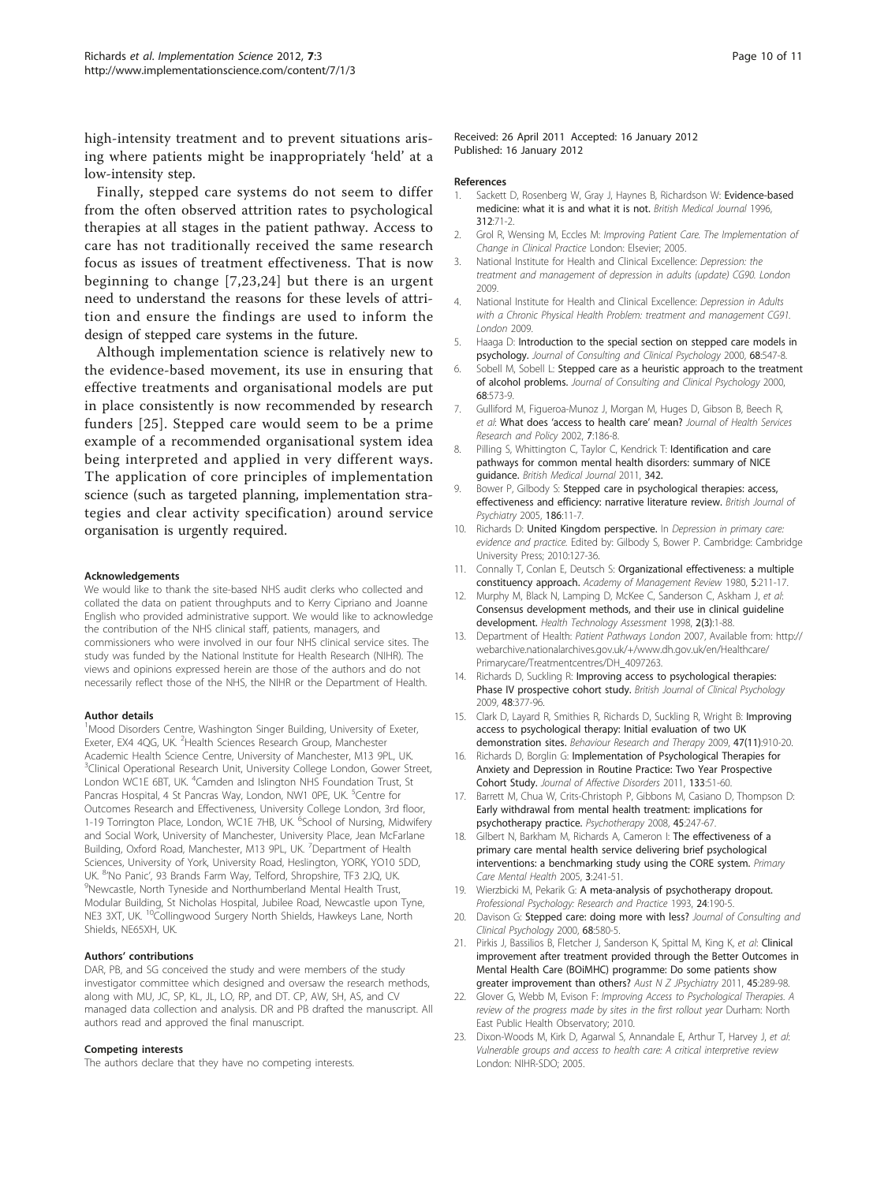high-intensity treatment and to prevent situations arising where patients might be inappropriately 'held' at a low-intensity step.

Finally, stepped care systems do not seem to differ from the often observed attrition rates to psychological therapies at all stages in the patient pathway. Access to care has not traditionally received the same research focus as issues of treatment effectiveness. That is now beginning to change [7,23,24] but there is an urgent need to understand the reasons for these levels of attrition and ensure the findings are used to inform the design of stepped care systems in the future.

Although implementation science is relatively new to the evidence-based movement, its use in ensuring that effective treatments and organisational models are put in place consistently is now recommended by research funders [25]. Stepped care would seem to be a prime example of a recommended organisational system idea being interpreted and applied in very different ways. The application of core principles of implementation science (such as targeted planning, implementation strategies and clear activity specification) around service organisation is urgently required.

#### Acknowledgements

We would like to thank the site-based NHS audit clerks who collected and collated the data on patient throughputs and to Kerry Cipriano and Joanne English who provided administrative support. We would like to acknowledge the contribution of the NHS clinical staff, patients, managers, and commissioners who were involved in our four NHS clinical service sites. The study was funded by the National Institute for Health Research (NIHR). The views and opinions expressed herein are those of the authors and do not necessarily reflect those of the NHS, the NIHR or the Department of Health.

#### Author details

[1]Mood Disorders Centre, Washington Singer Building, University of Exeter, Exeter, EX4 4QG, UK. [2]Health Sciences Research Group, Manchester Academic Health Science Centre, University of Manchester, M13 9PL, UK. [3]Clinical Operational Research Unit, University College London, Gower Street, London WC1E 6BT, UK. [4]Camden and Islington NHS Foundation Trust, St Pancras Hospital, 4 St Pancras Way, London, NW1 0PE, UK. [5]Centre for Outcomes Research and Effectiveness, University College London, 3rd floor, 1-19 Torrington Place, London, WC1E 7HB, UK. [6]School of Nursing, Midwifery and Social Work, University of Manchester, University Place, Jean McFarlane Building, Oxford Road, Manchester, M13 9PL, UK. [7]Department of Health Sciences, University of York, University Road, Heslington, YORK, YO10 5DD, UK. [8]'No Panic', 93 Brands Farm Way, Telford, Shropshire, TF3 2JQ, UK. [9]Newcastle, North Tyneside and Northumberland Mental Health Trust, Modular Building, St Nicholas Hospital, Jubilee Road, Newcastle upon Tyne, NE3 3XT, UK. [10]Collingwood Surgery North Shields, Hawkeys Lane, North Shields, NE65XH, UK.

#### Authors' contributions

DAR, PB, and SG conceived the study and were members of the study investigator committee which designed and oversaw the research methods, along with MU, JC, SP, KL, JL, LO, RP, and DT. CP, AW, SH, AS, and CV managed data collection and analysis. DR and PB drafted the manuscript. All authors read and approved the final manuscript.

#### Competing interests

The authors declare that they have no competing interests.

Received: 26 April 2011 Accepted: 16 January 2012
Published: 16 January 2012

#### References

1. Sackett D, Rosenberg W, Gray J, Haynes B, Richardson W: **Evidence-based medicine: what it is and what it is not.** *British Medical Journal* 1996, **312**:71-2.
2. Grol R, Wensing M, Eccles M: *Improving Patient Care. The Implementation of Change in Clinical Practice* London: Elsevier; 2005.
3. National Institute for Health and Clinical Excellence: *Depression: the treatment and management of depression in adults (update) CG90. London* 2009.
4. National Institute for Health and Clinical Excellence: *Depression in Adults with a Chronic Physical Health Problem: treatment and management CG91. London* 2009.
5. Haaga D: **Introduction to the special section on stepped care models in psychology.** *Journal of Consulting and Clinical Psychology* 2000, **68**:547-8.
6. Sobell M, Sobell L: **Stepped care as a heuristic approach to the treatment of alcohol problems.** *Journal of Consulting and Clinical Psychology* 2000, **68**:573-9.
7. Gulliford M, Figueroa-Munoz J, Morgan M, Huges D, Gibson B, Beech R, *et al*: **What does 'access to health care' mean?** *Journal of Health Services Research and Policy* 2002, **7**:186-8.
8. Pilling S, Whittington C, Taylor C, Kendrick T: **Identification and care pathways for common mental health disorders: summary of NICE guidance.** *British Medical Journal* 2011, **342**.
9. Bower P, Gilbody S: **Stepped care in psychological therapies: access, effectiveness and efficiency: narrative literature review.** *British Journal of Psychiatry* 2005, **186**:11-7.
10. Richards D: **United Kingdom perspective.** In *Depression in primary care: evidence and practice.* Edited by: Gilbody S, Bower P. Cambridge: Cambridge University Press; 2010:127-36.
11. Connally T, Conlan E, Deutsch S: **Organizational effectiveness: a multiple constituency approach.** *Academy of Management Review* 1980, **5**:211-17.
12. Murphy M, Black N, Lamping D, McKee C, Sanderson C, Askham J, *et al*: **Consensus development methods, and their use in clinical guideline development.** *Health Technology Assessment* 1998, **2(3)**:1-88.
13. Department of Health: *Patient Pathways London* 2007, Available from: http://webarchive.nationalarchives.gov.uk/+/www.dh.gov.uk/en/Healthcare/Primarycare/Treatmentcentres/DH_4097263.
14. Richards D, Suckling R: **Improving access to psychological therapies: Phase IV prospective cohort study.** *British Journal of Clinical Psychology* 2009, **48**:377-96.
15. Clark D, Layard R, Smithies R, Richards D, Suckling R, Wright B: **Improving access to psychological therapy: Initial evaluation of two UK demonstration sites.** *Behaviour Research and Therapy* 2009, **47(11)**:910-20.
16. Richards D, Borglin G: **Implementation of Psychological Therapies for Anxiety and Depression in Routine Practice: Two Year Prospective Cohort Study.** *Journal of Affective Disorders* 2011, **133**:51-60.
17. Barrett M, Chua W, Crits-Christoph P, Gibbons M, Casiano D, Thompson D: **Early withdrawal from mental health treatment: implications for psychotherapy practice.** *Psychotherapy* 2008, **45**:247-67.
18. Gilbert N, Barkham M, Richards A, Cameron I: **The effectiveness of a primary care mental health service delivering brief psychological interventions: a benchmarking study using the CORE system.** *Primary Care Mental Health* 2005, **3**:241-51.
19. Wierzbicki M, Pekarik G: **A meta-analysis of psychotherapy dropout.** *Professional Psychology: Research and Practice* 1993, **24**:190-5.
20. Davison G: **Stepped care: doing more with less?** *Journal of Consulting and Clinical Psychology* 2000, **68**:580-5.
21. Pirkis J, Bassilios B, Fletcher J, Sanderson K, Spittal M, King K, *et al*: **Clinical improvement after treatment provided through the Better Outcomes in Mental Health Care (BOiMHC) programme: Do some patients show greater improvement than others?** *Aust N Z JPsychiatry* 2011, **45**:289-98.
22. Glover G, Webb M, Evison F: *Improving Access to Psychological Therapies. A review of the progress made by sites in the first rollout year* Durham: North East Public Health Observatory; 2010.
23. Dixon-Woods M, Kirk D, Agarwal S, Annandale E, Arthur T, Harvey J, *et al*: *Vulnerable groups and access to health care: A critical interpretive review* London: NIHR-SDO; 2005.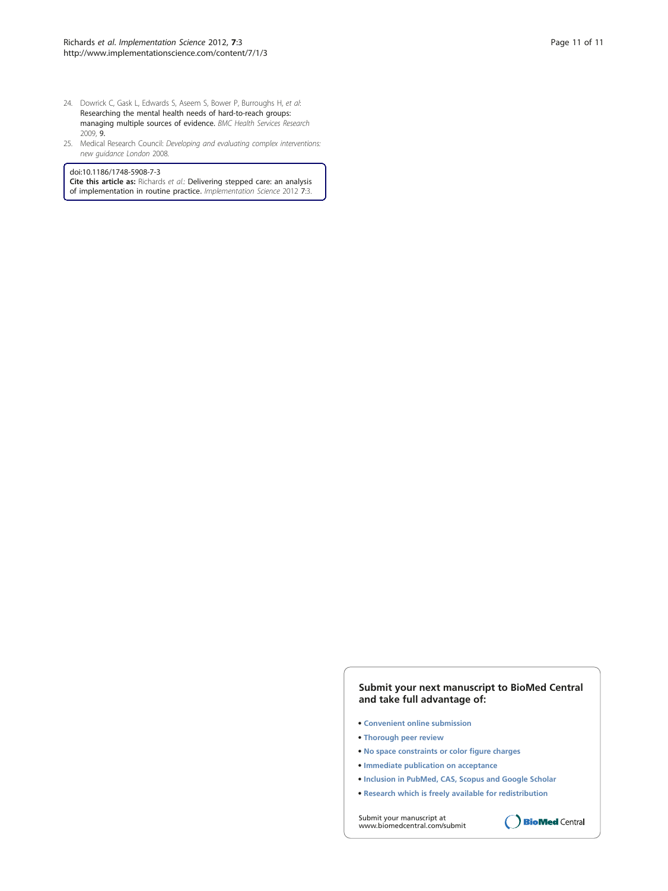24. Dowrick C, Gask L, Edwards S, Aseem S, Bower P, Burroughs H, *et al*: **Researching the mental health needs of hard-to-reach groups: managing multiple sources of evidence.** *BMC Health Services Research* 2009, **9**.
25. Medical Research Council: *Developing and evaluating complex interventions: new guidance London* 2008.

doi:10.1186/1748-5908-7-3
**Cite this article as:** Richards *et al.*: Delivering stepped care: an analysis of implementation in routine practice. *Implementation Science* 2012 **7**:3.

**Submit your next manuscript to BioMed Central and take full advantage of:**

- **Convenient online submission**
- **Thorough peer review**
- **No space constraints or color figure charges**
- **Immediate publication on acceptance**
- **Inclusion in PubMed, CAS, Scopus and Google Scholar**
- **Research which is freely available for redistribution**

Submit your manuscript at
www.biomedcentral.com/submit

BioMed Central